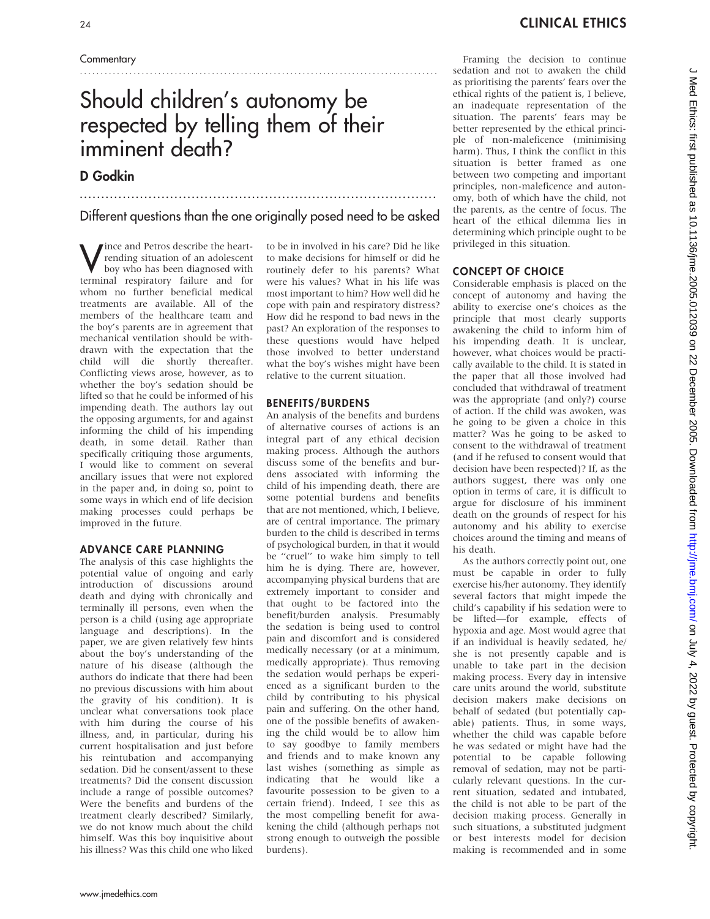Commentary

# Should children's autonomy be respected by telling them of their imminent death?

## D Godkin

### Different questions than the one originally posed need to be asked

Vince and Petros describe the heart-rending situation of an adolescent boy who has been diagnosed with terminal respiratory failure and for whom no further beneficial medical treatments are available. All of the members of the healthcare team and the boy's parents are in agreement that mechanical ventilation should be withdrawn with the expectation that the child will die shortly thereafter. Conflicting views arose, however, as to whether the boy's sedation should be lifted so that he could be informed of his impending death. The authors lay out the opposing arguments, for and against informing the child of his impending death, in some detail. Rather than specifically critiquing those arguments, I would like to comment on several ancillary issues that were not explored in the paper and, in doing so, point to some ways in which end of life decision making processes could perhaps be improved in the future.

## ADVANCE CARE PLANNING

The analysis of this case highlights the potential value of ongoing and early introduction of discussions around death and dying with chronically and terminally ill persons, even when the person is a child (using age appropriate language and descriptions). In the paper, we are given relatively few hints about the boy's understanding of the nature of his disease (although the authors do indicate that there had been no previous discussions with him about the gravity of his condition). It is unclear what conversations took place with him during the course of his illness, and, in particular, during his current hospitalisation and just before his reintubation and accompanying sedation. Did he consent/assent to these treatments? Did the consent discussion include a range of possible outcomes? Were the benefits and burdens of the treatment clearly described? Similarly, we do not know much about the child himself. Was this boy inquisitive about his illness? Was this child one who liked to be in involved in his care? Did he like to make decisions for himself or did he routinely defer to his parents? What were his values? What in his life was most important to him? How well did he cope with pain and respiratory distress? How did he respond to bad news in the past? An exploration of the responses to these questions would have helped those involved to better understand what the boy's wishes might have been relative to the current situation.

## BENEFITS/BURDENS

An analysis of the benefits and burdens of alternative courses of actions is an integral part of any ethical decision making process. Although the authors discuss some of the benefits and burdens associated with informing the child of his impending death, there are some potential burdens and benefits that are not mentioned, which, I believe, are of central importance. The primary burden to the child is described in terms of psychological burden, in that it would be "cruel" to wake him simply to tell him he is dying. There are, however, accompanying physical burdens that are extremely important to consider and that ought to be factored into the benefit/burden analysis. Presumably the sedation is being used to control pain and discomfort and is considered medically necessary (or at a minimum, medically appropriate). Thus removing the sedation would perhaps be experienced as a significant burden to the child by contributing to his physical pain and suffering. On the other hand, one of the possible benefits of awakening the child would be to allow him to say goodbye to family members and friends and to make known any last wishes (something as simple as indicating that he would like a favourite possession to be given to a certain friend). Indeed, I see this as the most compelling benefit for awakening the child (although perhaps not strong enough to outweigh the possible burdens).

Framing the decision to continue sedation and not to awaken the child as prioritising the parents' fears over the ethical rights of the patient is, I believe, an inadequate representation of the situation. The parents' fears may be better represented by the ethical principle of non-maleficence (minimising harm). Thus, I think the conflict in this situation is better framed as one between two competing and important principles, non-maleficence and autonomy, both of which have the child, not the parents, as the centre of focus. The heart of the ethical dilemma lies in determining which principle ought to be privileged in this situation.

## CONCEPT OF CHOICE

Considerable emphasis is placed on the concept of autonomy and having the ability to exercise one's choices as the principle that most clearly supports awakening the child to inform him of his impending death. It is unclear, however, what choices would be practically available to the child. It is stated in the paper that all those involved had concluded that withdrawal of treatment was the appropriate (and only?) course of action. If the child was awoken, was he going to be given a choice in this matter? Was he going to be asked to consent to the withdrawal of treatment (and if he refused to consent would that decision have been respected)? If, as the authors suggest, there was only one option in terms of care, it is difficult to argue for disclosure of his imminent death on the grounds of respect for his autonomy and his ability to exercise choices around the timing and means of his death.

As the authors correctly point out, one must be capable in order to fully exercise his/her autonomy. They identify several factors that might impede the child's capability if his sedation were to be lifted—for example, effects of hypoxia and age. Most would agree that if an individual is heavily sedated, he/she is not presently capable and is unable to take part in the decision making process. Every day in intensive care units around the world, substitute decision makers make decisions on behalf of sedated (but potentially capable) patients. Thus, in some ways, whether the child was capable before he was sedated or might have had the potential to be capable following removal of sedation, may not be particularly relevant questions. In the current situation, sedated and intubated, the child is not able to be part of the decision making process. Generally in such situations, a substituted judgment or best interests model for decision making is recommended and in some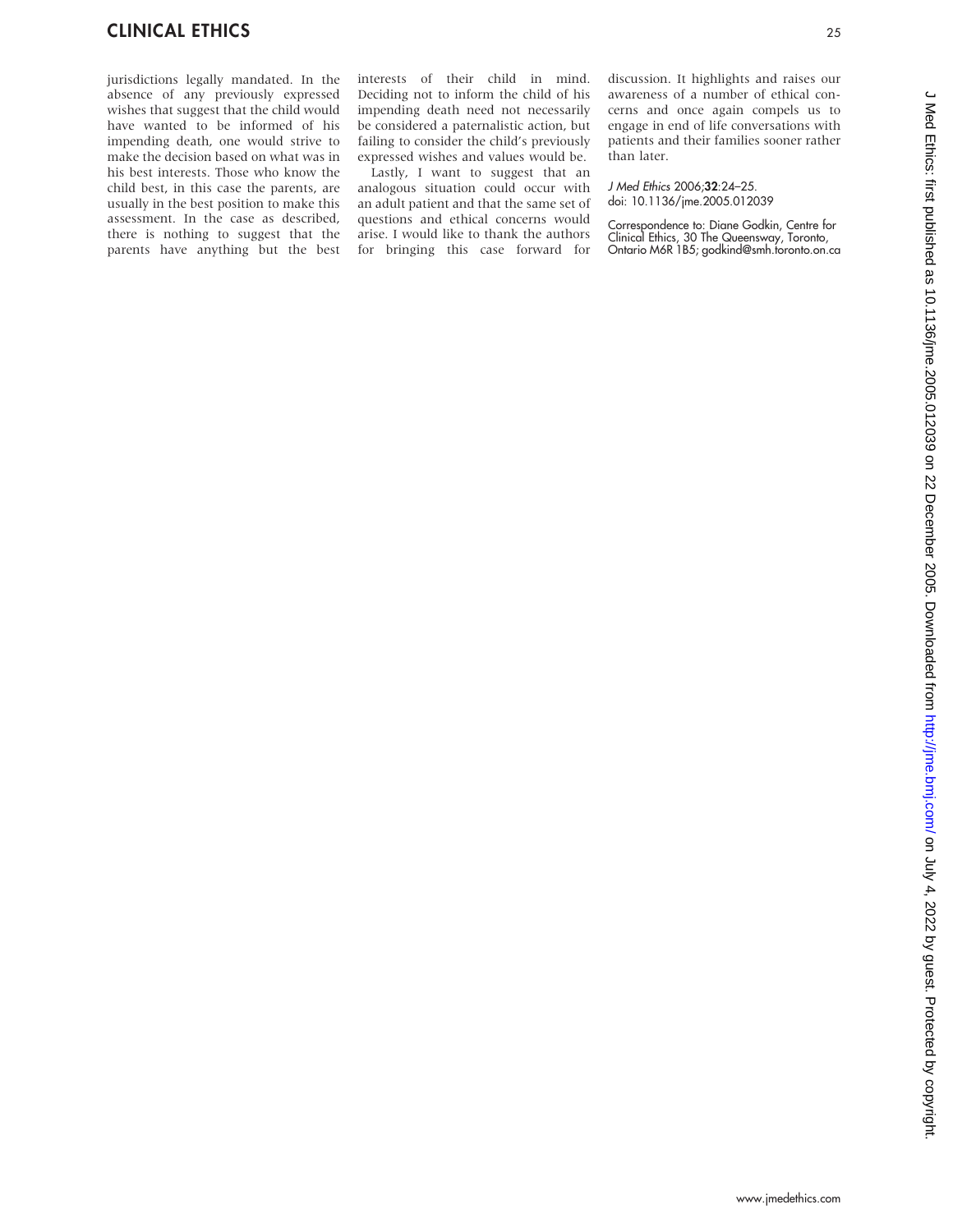jurisdictions legally mandated. In the absence of any previously expressed wishes that suggest that the child would have wanted to be informed of his impending death, one would strive to make the decision based on what was in his best interests. Those who know the child best, in this case the parents, are usually in the best position to make this assessment. In the case as described, there is nothing to suggest that the parents have anything but the best interests of their child in mind. Deciding not to inform the child of his impending death need not necessarily be considered a paternalistic action, but failing to consider the child's previously expressed wishes and values would be.

Lastly, I want to suggest that an analogous situation could occur with an adult patient and that the same set of questions and ethical concerns would arise. I would like to thank the authors for bringing this case forward for discussion. It highlights and raises our awareness of a number of ethical concerns and once again compels us to engage in end of life conversations with patients and their families sooner rather than later.

*J Med Ethics* 2006;**32**:24–25.
doi: 10.1136/jme.2005.012039

Correspondence to: Diane Godkin, Centre for Clinical Ethics, 30 The Queensway, Toronto, Ontario M6R 1B5; godkind@smh.toronto.on.ca